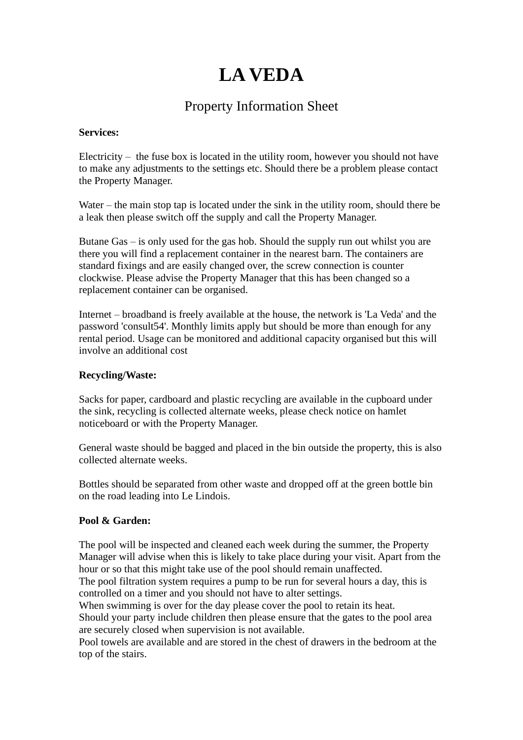# LA VEDA

## Property Information Sheet

**Services:**

Electricity – the fuse box is located in the utility room, however you should not have to make any adjustments to the settings etc. Should there be a problem please contact the Property Manager.

Water – the main stop tap is located under the sink in the utility room, should there be a leak then please switch off the supply and call the Property Manager.

Butane Gas – is only used for the gas hob. Should the supply run out whilst you are there you will find a replacement container in the nearest barn. The containers are standard fixings and are easily changed over, the screw connection is counter clockwise. Please advise the Property Manager that this has been changed so a replacement container can be organised.

Internet – broadband is freely available at the house, the network is 'La Veda' and the password 'consult54'. Monthly limits apply but should be more than enough for any rental period. Usage can be monitored and additional capacity organised but this will involve an additional cost

**Recycling/Waste:**

Sacks for paper, cardboard and plastic recycling are available in the cupboard under the sink, recycling is collected alternate weeks, please check notice on hamlet noticeboard or with the Property Manager.

General waste should be bagged and placed in the bin outside the property, this is also collected alternate weeks.

Bottles should be separated from other waste and dropped off at the green bottle bin on the road leading into Le Lindois.

**Pool & Garden:**

The pool will be inspected and cleaned each week during the summer, the Property Manager will advise when this is likely to take place during your visit. Apart from the hour or so that this might take use of the pool should remain unaffected.
The pool filtration system requires a pump to be run for several hours a day, this is controlled on a timer and you should not have to alter settings.
When swimming is over for the day please cover the pool to retain its heat.
Should your party include children then please ensure that the gates to the pool area are securely closed when supervision is not available.
Pool towels are available and are stored in the chest of drawers in the bedroom at the top of the stairs.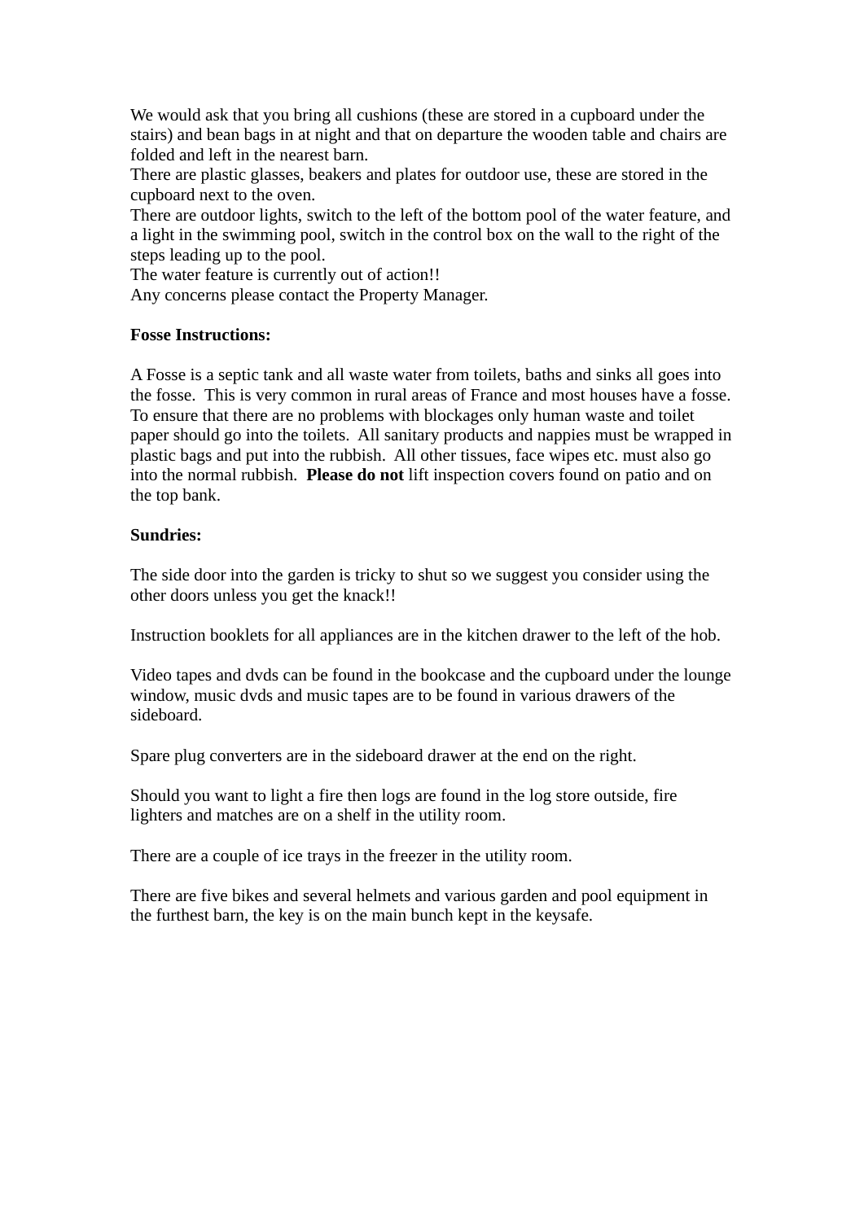We would ask that you bring all cushions (these are stored in a cupboard under the stairs) and bean bags in at night and that on departure the wooden table and chairs are folded and left in the nearest barn.
There are plastic glasses, beakers and plates for outdoor use, these are stored in the cupboard next to the oven.
There are outdoor lights, switch to the left of the bottom pool of the water feature, and a light in the swimming pool, switch in the control box on the wall to the right of the steps leading up to the pool.
The water feature is currently out of action!!
Any concerns please contact the Property Manager.

**Fosse Instructions:**

A Fosse is a septic tank and all waste water from toilets, baths and sinks all goes into the fosse. This is very common in rural areas of France and most houses have a fosse. To ensure that there are no problems with blockages only human waste and toilet paper should go into the toilets. All sanitary products and nappies must be wrapped in plastic bags and put into the rubbish. All other tissues, face wipes etc. must also go into the normal rubbish. **Please do not** lift inspection covers found on patio and on the top bank.

**Sundries:**

The side door into the garden is tricky to shut so we suggest you consider using the other doors unless you get the knack!!

Instruction booklets for all appliances are in the kitchen drawer to the left of the hob.

Video tapes and dvds can be found in the bookcase and the cupboard under the lounge window, music dvds and music tapes are to be found in various drawers of the sideboard.

Spare plug converters are in the sideboard drawer at the end on the right.

Should you want to light a fire then logs are found in the log store outside, fire lighters and matches are on a shelf in the utility room.

There are a couple of ice trays in the freezer in the utility room.

There are five bikes and several helmets and various garden and pool equipment in the furthest barn, the key is on the main bunch kept in the keysafe.